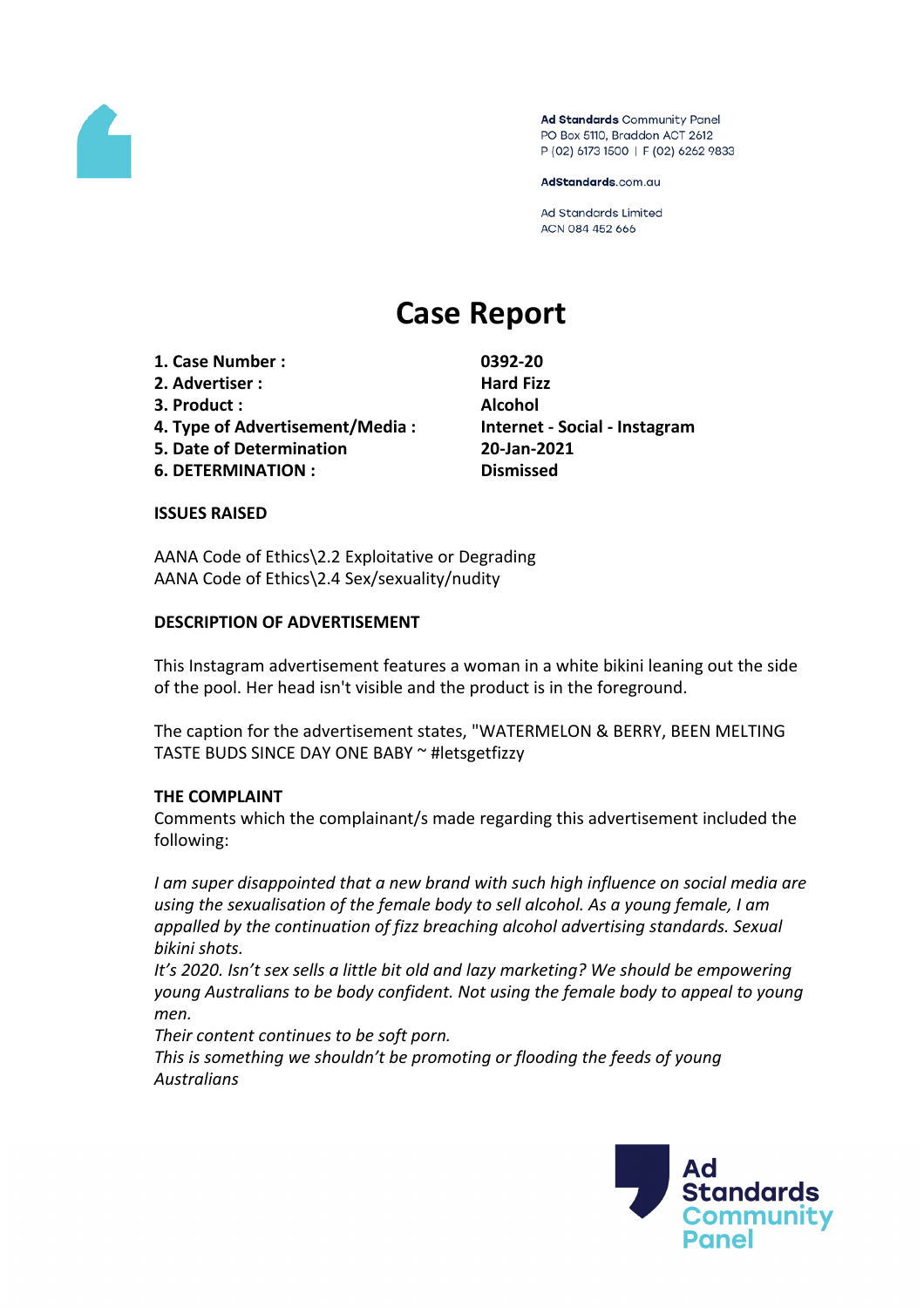Ad Standards Community Panel
PO Box 5110, Braddon ACT 2612
P (02) 6173 1500 | F (02) 6262 9833

AdStandards.com.au

Ad Standards Limited
ACN 084 452 666

# Case Report

| | |
|---|---|
| **1. Case Number :** | **0392-20** |
| **2. Advertiser :** | **Hard Fizz** |
| **3. Product :** | **Alcohol** |
| **4. Type of Advertisement/Media :** | **Internet - Social - Instagram** |
| **5. Date of Determination** | **20-Jan-2021** |
| **6. DETERMINATION :** | **Dismissed** |

**ISSUES RAISED**

AANA Code of Ethics\2.2 Exploitative or Degrading
AANA Code of Ethics\2.4 Sex/sexuality/nudity

**DESCRIPTION OF ADVERTISEMENT**

This Instagram advertisement features a woman in a white bikini leaning out the side of the pool. Her head isn't visible and the product is in the foreground.

The caption for the advertisement states, "WATERMELON & BERRY, BEEN MELTING TASTE BUDS SINCE DAY ONE BABY ~ #letsgetfizzy

**THE COMPLAINT**

Comments which the complainant/s made regarding this advertisement included the following:

*I am super disappointed that a new brand with such high influence on social media are using the sexualisation of the female body to sell alcohol. As a young female, I am appalled by the continuation of fizz breaching alcohol advertising standards. Sexual bikini shots.*
*It's 2020. Isn't sex sells a little bit old and lazy marketing? We should be empowering young Australians to be body confident. Not using the female body to appeal to young men.*
*Their content continues to be soft porn.*
*This is something we shouldn't be promoting or flooding the feeds of young Australians*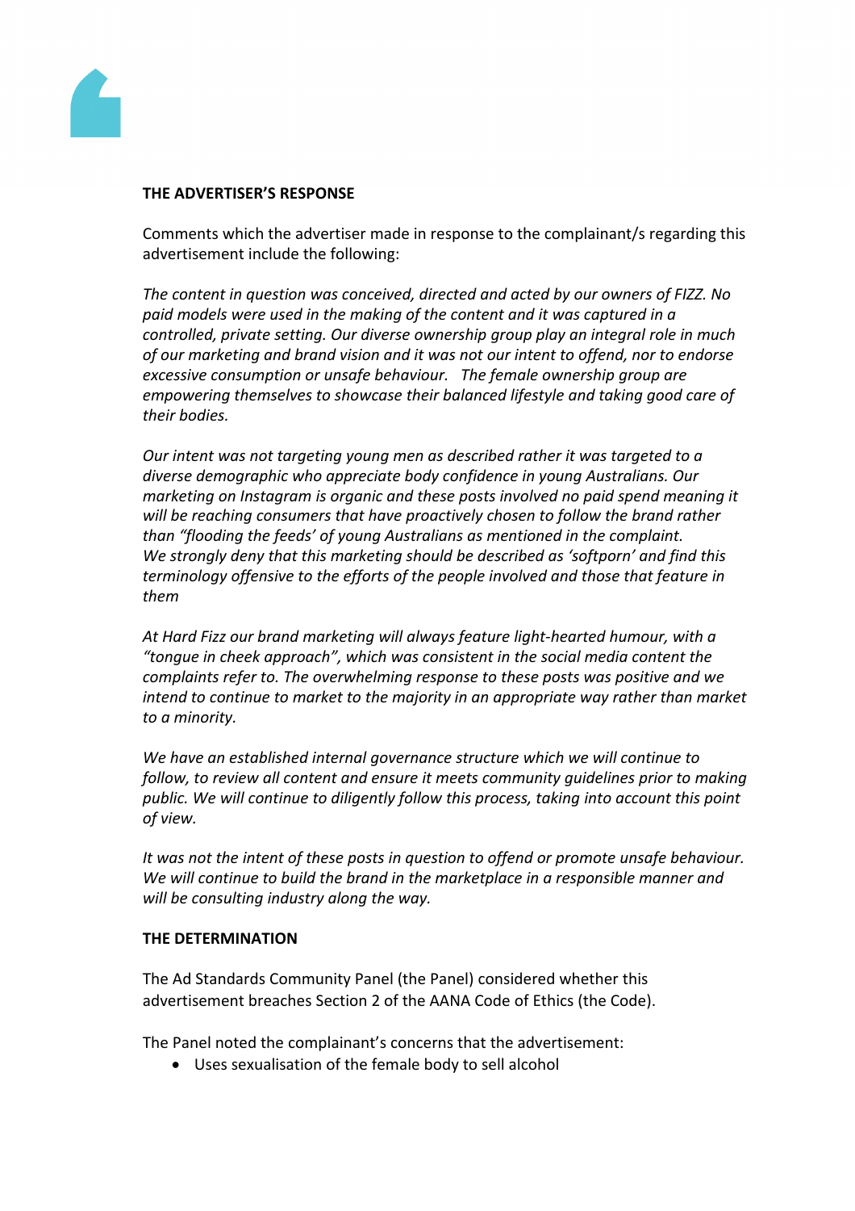**THE ADVERTISER'S RESPONSE**

Comments which the advertiser made in response to the complainant/s regarding this advertisement include the following:

*The content in question was conceived, directed and acted by our owners of FIZZ. No paid models were used in the making of the content and it was captured in a controlled, private setting. Our diverse ownership group play an integral role in much of our marketing and brand vision and it was not our intent to offend, nor to endorse excessive consumption or unsafe behaviour. The female ownership group are empowering themselves to showcase their balanced lifestyle and taking good care of their bodies.*

*Our intent was not targeting young men as described rather it was targeted to a diverse demographic who appreciate body confidence in young Australians. Our marketing on Instagram is organic and these posts involved no paid spend meaning it will be reaching consumers that have proactively chosen to follow the brand rather than "flooding the feeds' of young Australians as mentioned in the complaint. We strongly deny that this marketing should be described as 'softporn' and find this terminology offensive to the efforts of the people involved and those that feature in them*

*At Hard Fizz our brand marketing will always feature light-hearted humour, with a "tongue in cheek approach", which was consistent in the social media content the complaints refer to. The overwhelming response to these posts was positive and we intend to continue to market to the majority in an appropriate way rather than market to a minority.*

*We have an established internal governance structure which we will continue to follow, to review all content and ensure it meets community guidelines prior to making public. We will continue to diligently follow this process, taking into account this point of view.*

*It was not the intent of these posts in question to offend or promote unsafe behaviour. We will continue to build the brand in the marketplace in a responsible manner and will be consulting industry along the way.*

**THE DETERMINATION**

The Ad Standards Community Panel (the Panel) considered whether this advertisement breaches Section 2 of the AANA Code of Ethics (the Code).

The Panel noted the complainant's concerns that the advertisement:

- Uses sexualisation of the female body to sell alcohol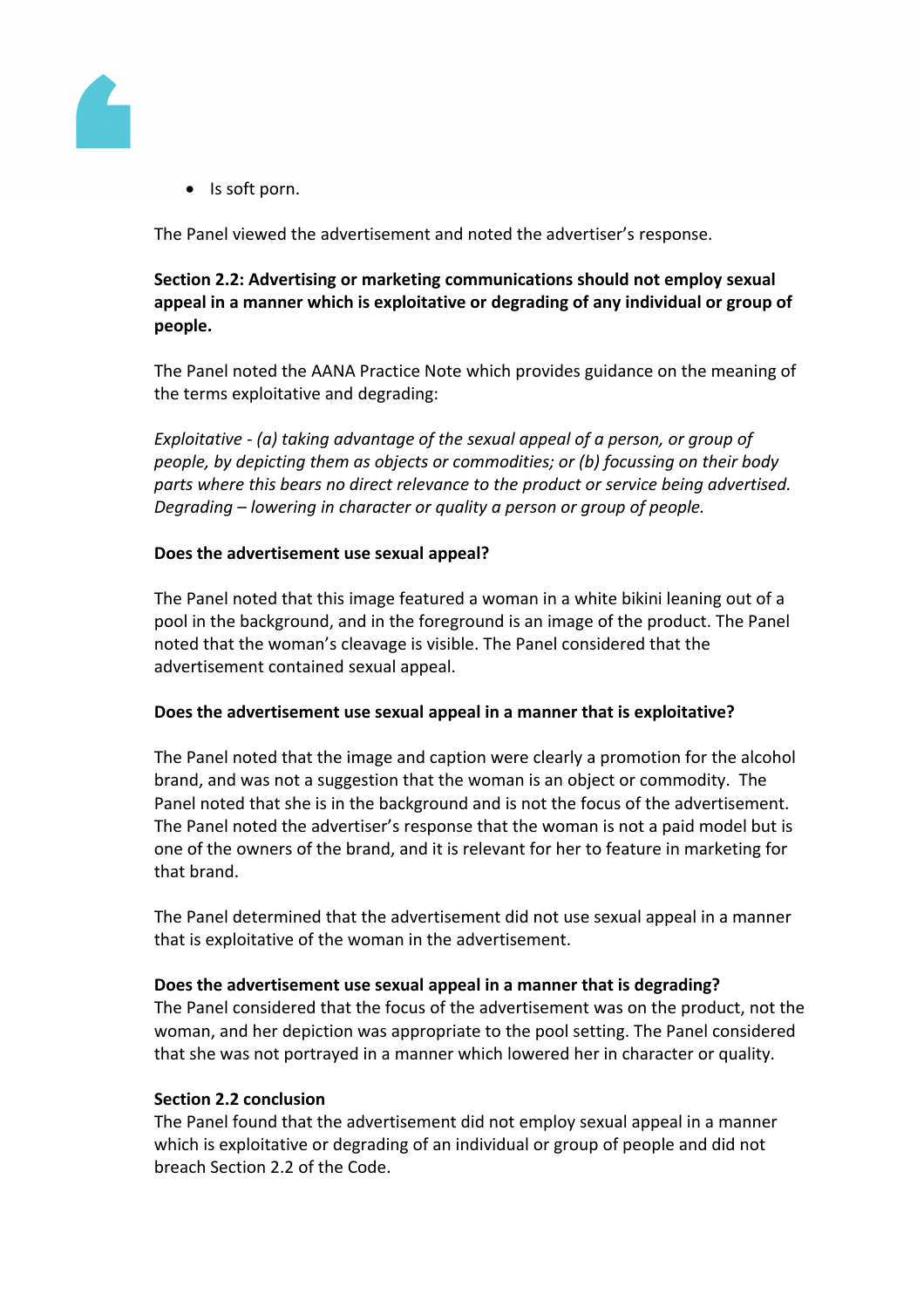- Is soft porn.

The Panel viewed the advertisement and noted the advertiser's response.

**Section 2.2: Advertising or marketing communications should not employ sexual appeal in a manner which is exploitative or degrading of any individual or group of people.**

The Panel noted the AANA Practice Note which provides guidance on the meaning of the terms exploitative and degrading:

*Exploitative - (a) taking advantage of the sexual appeal of a person, or group of people, by depicting them as objects or commodities; or (b) focussing on their body parts where this bears no direct relevance to the product or service being advertised. Degrading – lowering in character or quality a person or group of people.*

**Does the advertisement use sexual appeal?**

The Panel noted that this image featured a woman in a white bikini leaning out of a pool in the background, and in the foreground is an image of the product. The Panel noted that the woman's cleavage is visible. The Panel considered that the advertisement contained sexual appeal.

**Does the advertisement use sexual appeal in a manner that is exploitative?**

The Panel noted that the image and caption were clearly a promotion for the alcohol brand, and was not a suggestion that the woman is an object or commodity. The Panel noted that she is in the background and is not the focus of the advertisement. The Panel noted the advertiser's response that the woman is not a paid model but is one of the owners of the brand, and it is relevant for her to feature in marketing for that brand.

The Panel determined that the advertisement did not use sexual appeal in a manner that is exploitative of the woman in the advertisement.

**Does the advertisement use sexual appeal in a manner that is degrading?**

The Panel considered that the focus of the advertisement was on the product, not the woman, and her depiction was appropriate to the pool setting. The Panel considered that she was not portrayed in a manner which lowered her in character or quality.

**Section 2.2 conclusion**

The Panel found that the advertisement did not employ sexual appeal in a manner which is exploitative or degrading of an individual or group of people and did not breach Section 2.2 of the Code.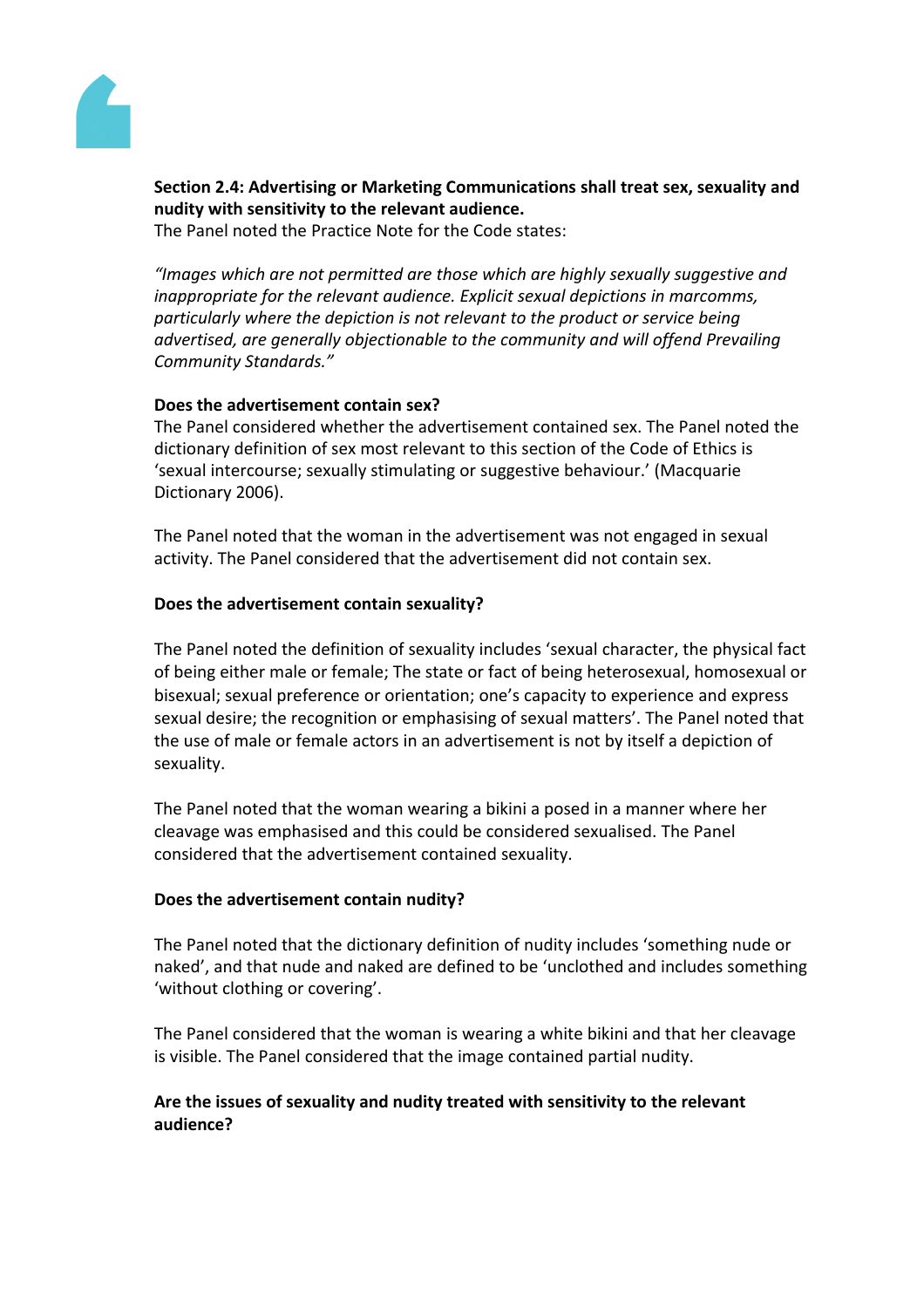**Section 2.4: Advertising or Marketing Communications shall treat sex, sexuality and nudity with sensitivity to the relevant audience.**

The Panel noted the Practice Note for the Code states:

*"Images which are not permitted are those which are highly sexually suggestive and inappropriate for the relevant audience. Explicit sexual depictions in marcomms, particularly where the depiction is not relevant to the product or service being advertised, are generally objectionable to the community and will offend Prevailing Community Standards."*

**Does the advertisement contain sex?**

The Panel considered whether the advertisement contained sex. The Panel noted the dictionary definition of sex most relevant to this section of the Code of Ethics is 'sexual intercourse; sexually stimulating or suggestive behaviour.' (Macquarie Dictionary 2006).

The Panel noted that the woman in the advertisement was not engaged in sexual activity. The Panel considered that the advertisement did not contain sex.

**Does the advertisement contain sexuality?**

The Panel noted the definition of sexuality includes 'sexual character, the physical fact of being either male or female; The state or fact of being heterosexual, homosexual or bisexual; sexual preference or orientation; one's capacity to experience and express sexual desire; the recognition or emphasising of sexual matters'. The Panel noted that the use of male or female actors in an advertisement is not by itself a depiction of sexuality.

The Panel noted that the woman wearing a bikini a posed in a manner where her cleavage was emphasised and this could be considered sexualised. The Panel considered that the advertisement contained sexuality.

**Does the advertisement contain nudity?**

The Panel noted that the dictionary definition of nudity includes 'something nude or naked', and that nude and naked are defined to be 'unclothed and includes something 'without clothing or covering'.

The Panel considered that the woman is wearing a white bikini and that her cleavage is visible. The Panel considered that the image contained partial nudity.

**Are the issues of sexuality and nudity treated with sensitivity to the relevant audience?**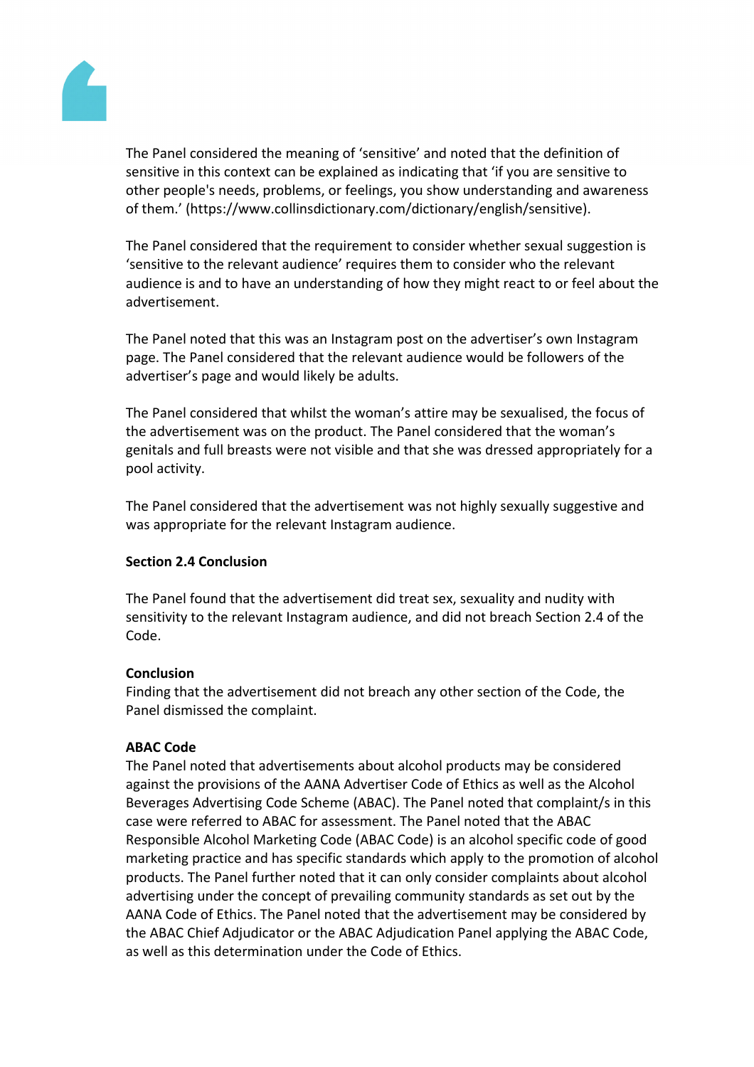The Panel considered the meaning of 'sensitive' and noted that the definition of sensitive in this context can be explained as indicating that 'if you are sensitive to other people's needs, problems, or feelings, you show understanding and awareness of them.' (https://www.collinsdictionary.com/dictionary/english/sensitive).

The Panel considered that the requirement to consider whether sexual suggestion is 'sensitive to the relevant audience' requires them to consider who the relevant audience is and to have an understanding of how they might react to or feel about the advertisement.

The Panel noted that this was an Instagram post on the advertiser's own Instagram page. The Panel considered that the relevant audience would be followers of the advertiser's page and would likely be adults.

The Panel considered that whilst the woman's attire may be sexualised, the focus of the advertisement was on the product. The Panel considered that the woman's genitals and full breasts were not visible and that she was dressed appropriately for a pool activity.

The Panel considered that the advertisement was not highly sexually suggestive and was appropriate for the relevant Instagram audience.

**Section 2.4 Conclusion**

The Panel found that the advertisement did treat sex, sexuality and nudity with sensitivity to the relevant Instagram audience, and did not breach Section 2.4 of the Code.

**Conclusion**

Finding that the advertisement did not breach any other section of the Code, the Panel dismissed the complaint.

**ABAC Code**

The Panel noted that advertisements about alcohol products may be considered against the provisions of the AANA Advertiser Code of Ethics as well as the Alcohol Beverages Advertising Code Scheme (ABAC). The Panel noted that complaint/s in this case were referred to ABAC for assessment. The Panel noted that the ABAC Responsible Alcohol Marketing Code (ABAC Code) is an alcohol specific code of good marketing practice and has specific standards which apply to the promotion of alcohol products. The Panel further noted that it can only consider complaints about alcohol advertising under the concept of prevailing community standards as set out by the AANA Code of Ethics. The Panel noted that the advertisement may be considered by the ABAC Chief Adjudicator or the ABAC Adjudication Panel applying the ABAC Code, as well as this determination under the Code of Ethics.